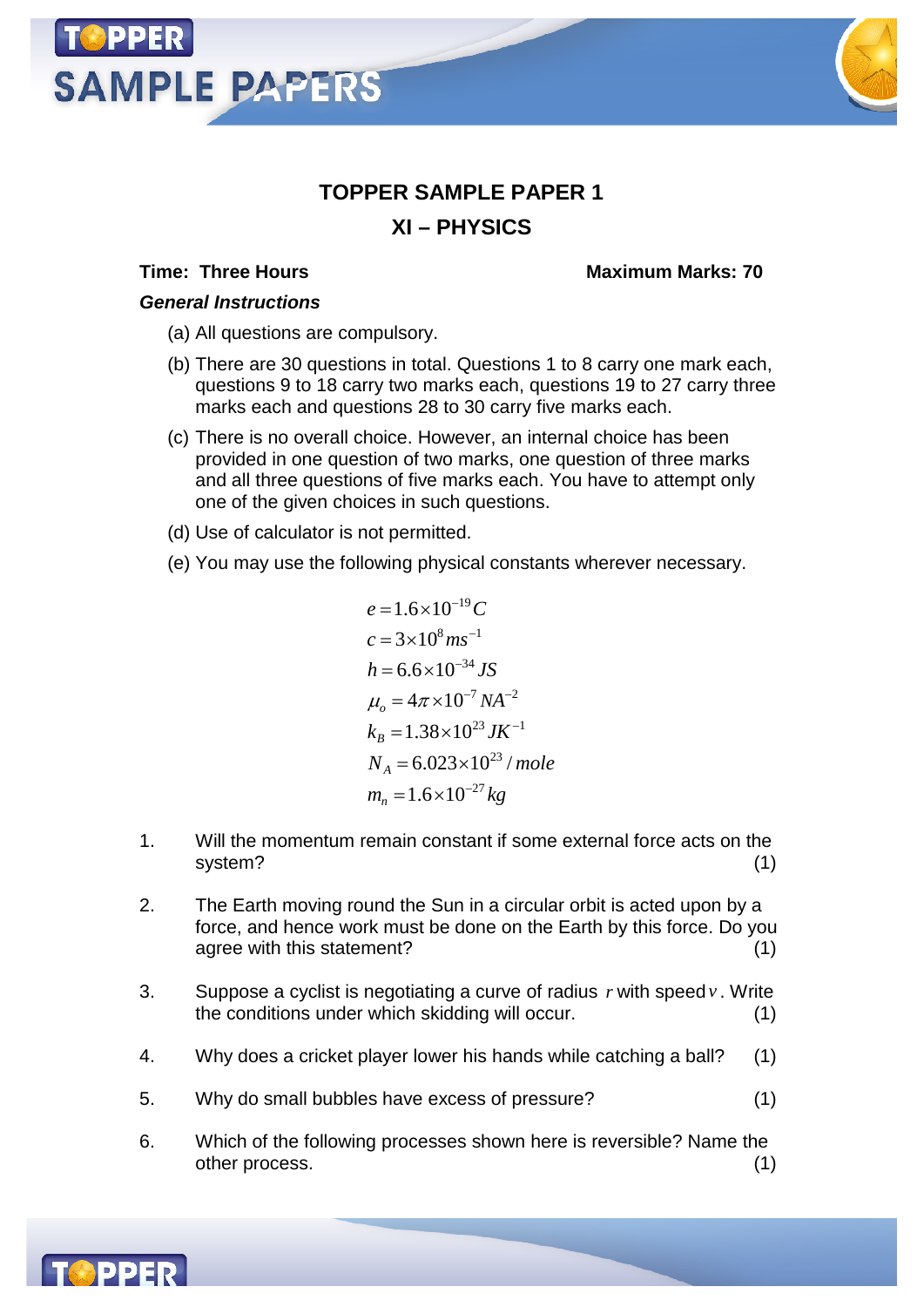# TOPPER SAMPLE PAPER 1

## XI – PHYSICS

**Time: Three Hours** **Maximum Marks: 70**

***General Instructions***

(a) All questions are compulsory.

(b) There are 30 questions in total. Questions 1 to 8 carry one mark each, questions 9 to 18 carry two marks each, questions 19 to 27 carry three marks each and questions 28 to 30 carry five marks each.

(c) There is no overall choice. However, an internal choice has been provided in one question of two marks, one question of three marks and all three questions of five marks each. You have to attempt only one of the given choices in such questions.

(d) Use of calculator is not permitted.

(e) You may use the following physical constants wherever necessary.

$$e = 1.6 \times 10^{-19} C$$
$$c = 3 \times 10^{8} ms^{-1}$$
$$h = 6.6 \times 10^{-34} JS$$
$$\mu_o = 4\pi \times 10^{-7} NA^{-2}$$
$$k_B = 1.38 \times 10^{23} JK^{-1}$$
$$N_A = 6.023 \times 10^{23} / mole$$
$$m_n = 1.6 \times 10^{-27} kg$$

1. Will the momentum remain constant if some external force acts on the system? (1)

2. The Earth moving round the Sun in a circular orbit is acted upon by a force, and hence work must be done on the Earth by this force. Do you agree with this statement? (1)

3. Suppose a cyclist is negotiating a curve of radius $r$ with speed $v$. Write the conditions under which skidding will occur. (1)

4. Why does a cricket player lower his hands while catching a ball? (1)

5. Why do small bubbles have excess of pressure? (1)

6. Which of the following processes shown here is reversible? Name the other process. (1)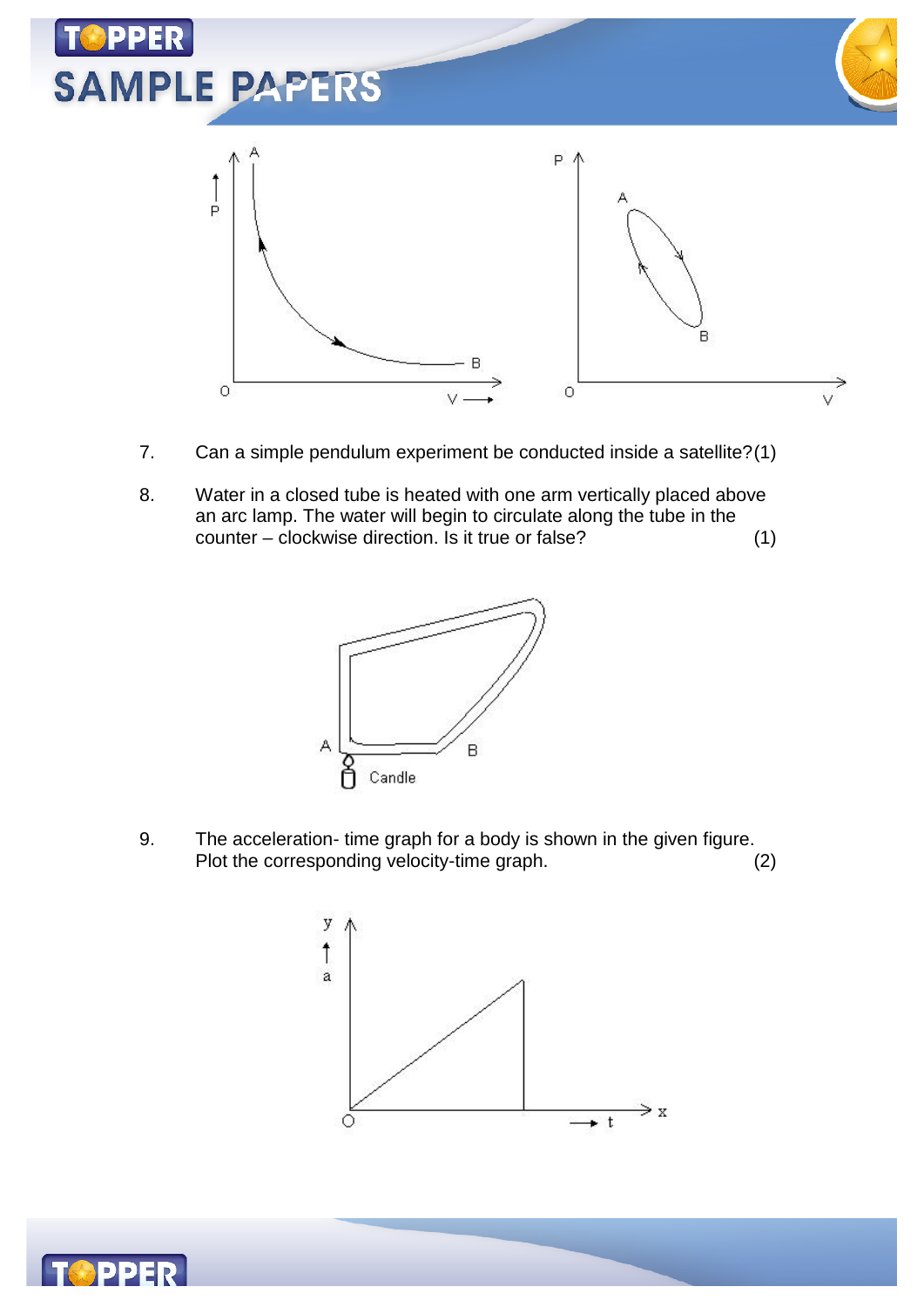7. Can a simple pendulum experiment be conducted inside a satellite? (1)

8. Water in a closed tube is heated with one arm vertically placed above an arc lamp. The water will begin to circulate along the tube in the counter – clockwise direction. Is it true or false? (1)

9. The acceleration- time graph for a body is shown in the given figure. Plot the corresponding velocity-time graph. (2)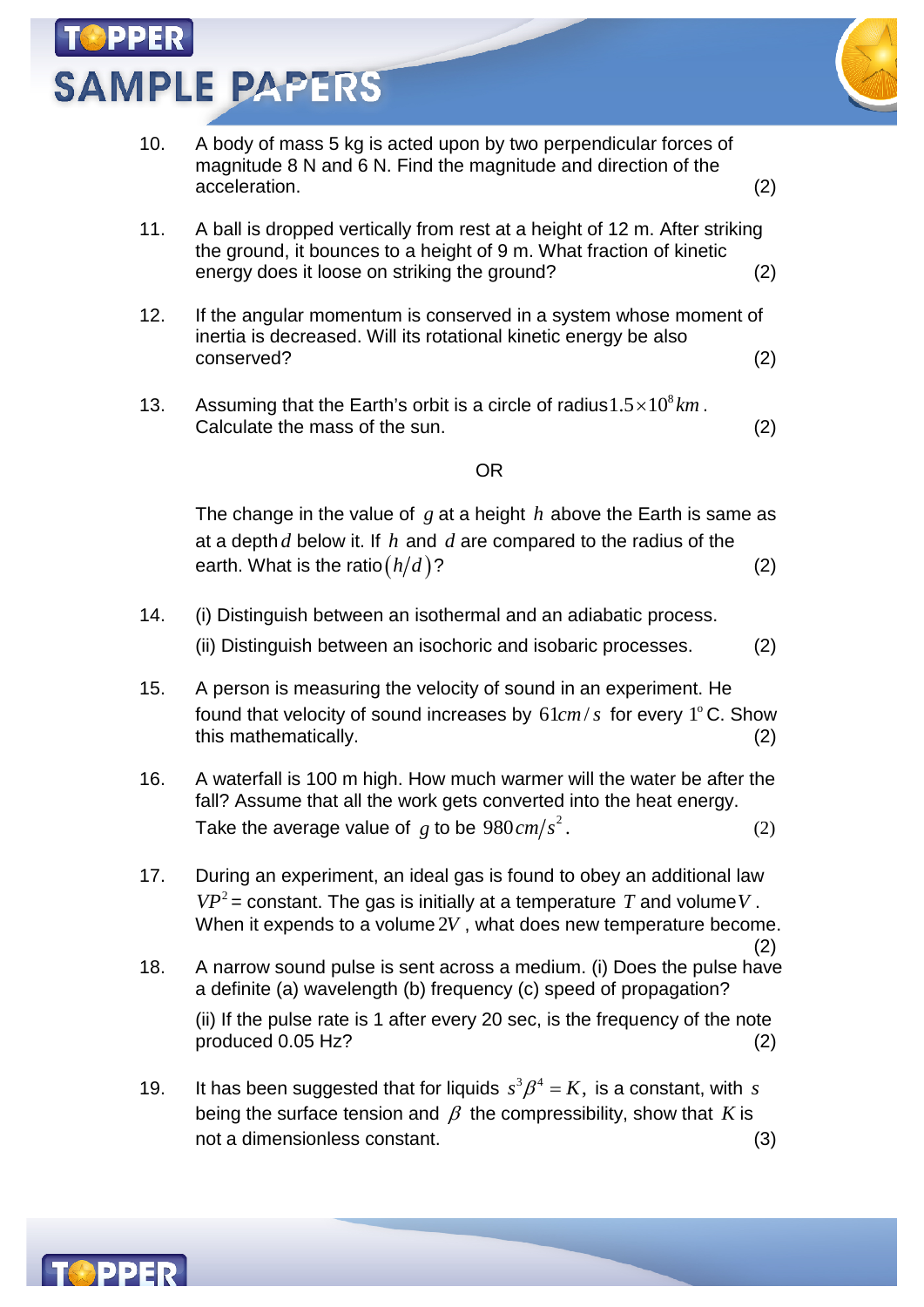10. A body of mass 5 kg is acted upon by two perpendicular forces of magnitude 8 N and 6 N. Find the magnitude and direction of the acceleration. (2)

11. A ball is dropped vertically from rest at a height of 12 m. After striking the ground, it bounces to a height of 9 m. What fraction of kinetic energy does it loose on striking the ground? (2)

12. If the angular momentum is conserved in a system whose moment of inertia is decreased. Will its rotational kinetic energy be also conserved? (2)

13. Assuming that the Earth's orbit is a circle of radius $1.5 \times 10^8 km$. Calculate the mass of the sun. (2)

OR

The change in the value of $g$ at a height $h$ above the Earth is same as at a depth $d$ below it. If $h$ and $d$ are compared to the radius of the earth. What is the ratio $(h/d)$? (2)

14. (i) Distinguish between an isothermal and an adiabatic process.

    (ii) Distinguish between an isochoric and isobaric processes. (2)

15. A person is measuring the velocity of sound in an experiment. He found that velocity of sound increases by $61 cm/s$ for every $1^o$ C. Show this mathematically. (2)

16. A waterfall is 100 m high. How much warmer will the water be after the fall? Assume that all the work gets converted into the heat energy. Take the average value of $g$ to be $980 cm/s^2$. (2)

17. During an experiment, an ideal gas is found to obey an additional law $VP^2$ = constant. The gas is initially at a temperature $T$ and volume $V$. When it expends to a volume $2V$, what does new temperature become. (2)

18. A narrow sound pulse is sent across a medium. (i) Does the pulse have a definite (a) wavelength (b) frequency (c) speed of propagation?

    (ii) If the pulse rate is 1 after every 20 sec, is the frequency of the note produced 0.05 Hz? (2)

19. It has been suggested that for liquids $s^3\beta^4 = K$, is a constant, with $s$ being the surface tension and $\beta$ the compressibility, show that $K$ is not a dimensionless constant. (3)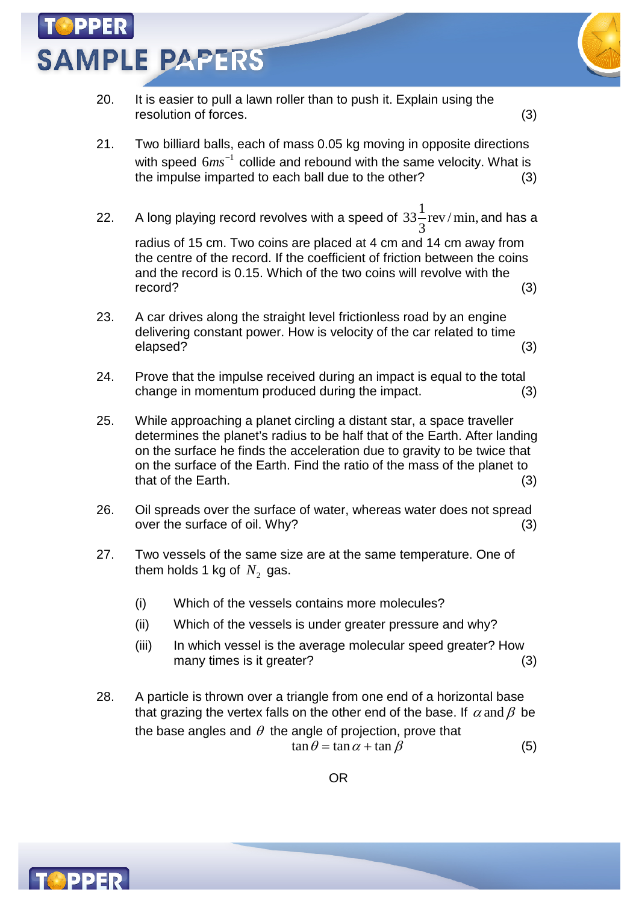20. It is easier to pull a lawn roller than to push it. Explain using the resolution of forces. (3)

21. Two billiard balls, each of mass 0.05 kg moving in opposite directions with speed $6ms^{-1}$ collide and rebound with the same velocity. What is the impulse imparted to each ball due to the other? (3)

22. A long playing record revolves with a speed of $33\frac{1}{3}\text{rev}/\text{min}$, and has a radius of 15 cm. Two coins are placed at 4 cm and 14 cm away from the centre of the record. If the coefficient of friction between the coins and the record is 0.15. Which of the two coins will revolve with the record? (3)

23. A car drives along the straight level frictionless road by an engine delivering constant power. How is velocity of the car related to time elapsed? (3)

24. Prove that the impulse received during an impact is equal to the total change in momentum produced during the impact. (3)

25. While approaching a planet circling a distant star, a space traveller determines the planet's radius to be half that of the Earth. After landing on the surface he finds the acceleration due to gravity to be twice that on the surface of the Earth. Find the ratio of the mass of the planet to that of the Earth. (3)

26. Oil spreads over the surface of water, whereas water does not spread over the surface of oil. Why? (3)

27. Two vessels of the same size are at the same temperature. One of them holds 1 kg of $N_2$ gas.

    (i) Which of the vessels contains more molecules?

    (ii) Which of the vessels is under greater pressure and why?

    (iii) In which vessel is the average molecular speed greater? How many times is it greater? (3)

28. A particle is thrown over a triangle from one end of a horizontal base that grazing the vertex falls on the other end of the base. If $\alpha$ and $\beta$ be the base angles and $\theta$ the angle of projection, prove that

$$\tan\theta = \tan\alpha + \tan\beta \qquad (5)$$

OR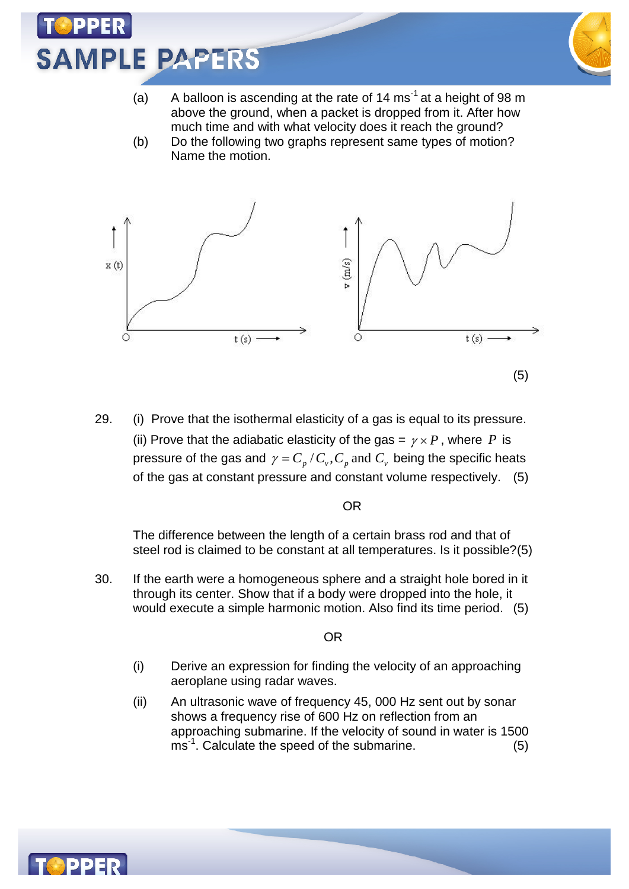(a) A balloon is ascending at the rate of 14 ms$^{-1}$ at a height of 98 m above the ground, when a packet is dropped from it. After how much time and with what velocity does it reach the ground?

(b) Do the following two graphs represent same types of motion? Name the motion.

x (t)

O

t (s) →

v (m/s)

O

t (s) →

(5)

29. (i) Prove that the isothermal elasticity of a gas is equal to its pressure.

(ii) Prove that the adiabatic elasticity of the gas = $\gamma \times P$, where $P$ is pressure of the gas and $\gamma = C_p / C_v, C_p$ and $C_v$ being the specific heats of the gas at constant pressure and constant volume respectively. (5)

OR

The difference between the length of a certain brass rod and that of steel rod is claimed to be constant at all temperatures. Is it possible?(5)

30. If the earth were a homogeneous sphere and a straight hole bored in it through its center. Show that if a body were dropped into the hole, it would execute a simple harmonic motion. Also find its time period. (5)

OR

(i) Derive an expression for finding the velocity of an approaching aeroplane using radar waves.

(ii) An ultrasonic wave of frequency 45, 000 Hz sent out by sonar shows a frequency rise of 600 Hz on reflection from an approaching submarine. If the velocity of sound in water is 1500 ms$^{-1}$. Calculate the speed of the submarine. (5)